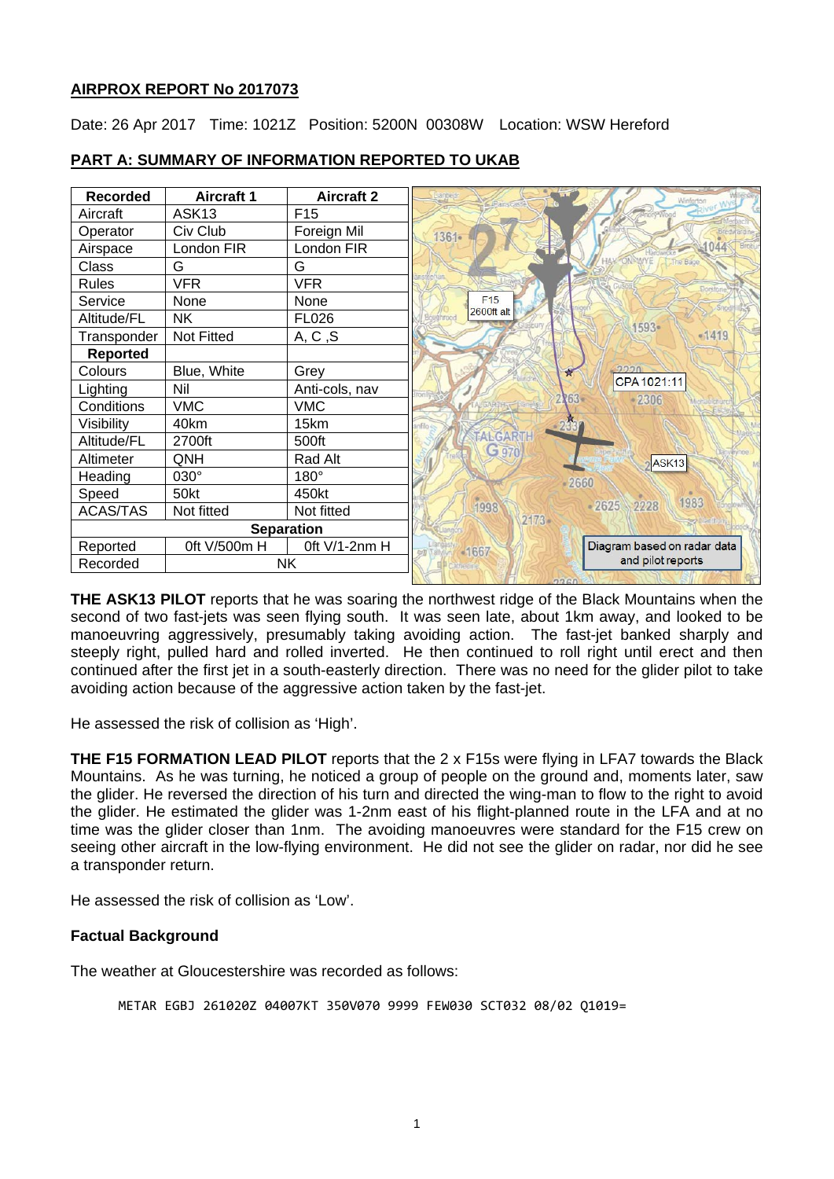**AIRPROX REPORT No 2017073**

Date: 26 Apr 2017 Time: 1021Z Position: 5200N 00308W Location: WSW Hereford

**PART A: SUMMARY OF INFORMATION REPORTED TO UKAB**

| Recorded | Aircraft 1 | Aircraft 2 |
|---|---|---|
| Aircraft | ASK13 | F15 |
| Operator | Civ Club | Foreign Mil |
| Airspace | London FIR | London FIR |
| Class | G | G |
| Rules | VFR | VFR |
| Service | None | None |
| Altitude/FL | NK | FL026 |
| Transponder | Not Fitted | A, C ,S |
| **Reported** | | |
| Colours | Blue, White | Grey |
| Lighting | Nil | Anti-cols, nav |
| Conditions | VMC | VMC |
| Visibility | 40km | 15km |
| Altitude/FL | 2700ft | 500ft |
| Altimeter | QNH | Rad Alt |
| Heading | 030° | 180° |
| Speed | 50kt | 450kt |
| ACAS/TAS | Not fitted | Not fitted |
| **Separation** | | |
| Reported | 0ft V/500m H | 0ft V/1-2nm H |
| Recorded | NK | |

F15 2600ft alt

CPA 1021:11

ASK13

Diagram based on radar data and pilot reports

**THE ASK13 PILOT** reports that he was soaring the northwest ridge of the Black Mountains when the second of two fast-jets was seen flying south. It was seen late, about 1km away, and looked to be manoeuvring aggressively, presumably taking avoiding action. The fast-jet banked sharply and steeply right, pulled hard and rolled inverted. He then continued to roll right until erect and then continued after the first jet in a south-easterly direction. There was no need for the glider pilot to take avoiding action because of the aggressive action taken by the fast-jet.

He assessed the risk of collision as 'High'.

**THE F15 FORMATION LEAD PILOT** reports that the 2 x F15s were flying in LFA7 towards the Black Mountains. As he was turning, he noticed a group of people on the ground and, moments later, saw the glider. He reversed the direction of his turn and directed the wing-man to flow to the right to avoid the glider. He estimated the glider was 1-2nm east of his flight-planned route in the LFA and at no time was the glider closer than 1nm. The avoiding manoeuvres were standard for the F15 crew on seeing other aircraft in the low-flying environment. He did not see the glider on radar, nor did he see a transponder return.

He assessed the risk of collision as 'Low'.

**Factual Background**

The weather at Gloucestershire was recorded as follows:

```
METAR EGBJ 261020Z 04007KT 350V070 9999 FEW030 SCT032 08/02 Q1019=
```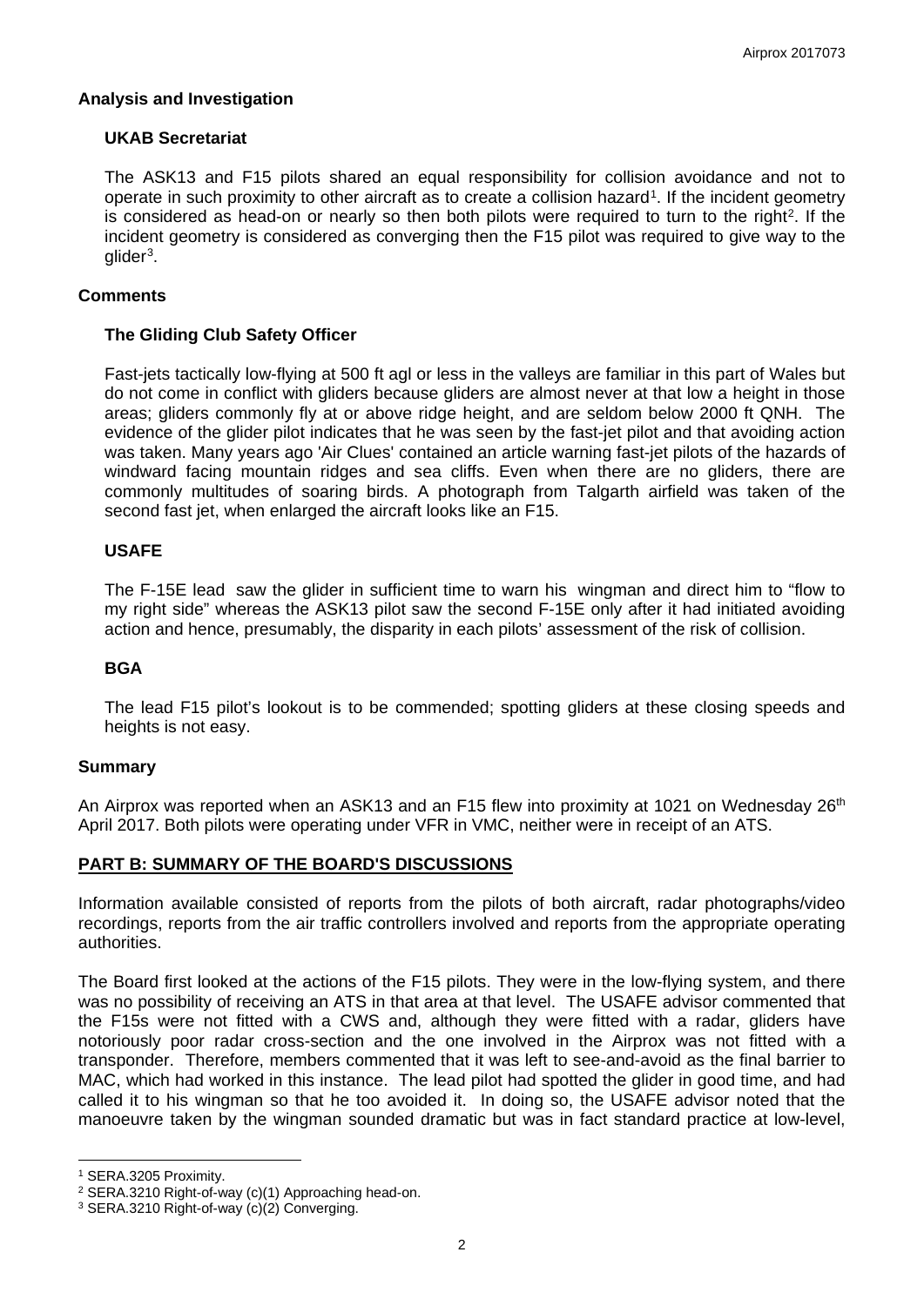## Analysis and Investigation

### UKAB Secretariat

The ASK13 and F15 pilots shared an equal responsibility for collision avoidance and not to operate in such proximity to other aircraft as to create a collision hazard[1]. If the incident geometry is considered as head-on or nearly so then both pilots were required to turn to the right[2]. If the incident geometry is considered as converging then the F15 pilot was required to give way to the glider[3].

## Comments

### The Gliding Club Safety Officer

Fast-jets tactically low-flying at 500 ft agl or less in the valleys are familiar in this part of Wales but do not come in conflict with gliders because gliders are almost never at that low a height in those areas; gliders commonly fly at or above ridge height, and are seldom below 2000 ft QNH. The evidence of the glider pilot indicates that he was seen by the fast-jet pilot and that avoiding action was taken. Many years ago 'Air Clues' contained an article warning fast-jet pilots of the hazards of windward facing mountain ridges and sea cliffs. Even when there are no gliders, there are commonly multitudes of soaring birds. A photograph from Talgarth airfield was taken of the second fast jet, when enlarged the aircraft looks like an F15.

### USAFE

The F-15E lead saw the glider in sufficient time to warn his wingman and direct him to "flow to my right side" whereas the ASK13 pilot saw the second F-15E only after it had initiated avoiding action and hence, presumably, the disparity in each pilots' assessment of the risk of collision.

### BGA

The lead F15 pilot's lookout is to be commended; spotting gliders at these closing speeds and heights is not easy.

## Summary

An Airprox was reported when an ASK13 and an F15 flew into proximity at 1021 on Wednesday 26th April 2017. Both pilots were operating under VFR in VMC, neither were in receipt of an ATS.

## PART B: SUMMARY OF THE BOARD'S DISCUSSIONS

Information available consisted of reports from the pilots of both aircraft, radar photographs/video recordings, reports from the air traffic controllers involved and reports from the appropriate operating authorities.

The Board first looked at the actions of the F15 pilots. They were in the low-flying system, and there was no possibility of receiving an ATS in that area at that level. The USAFE advisor commented that the F15s were not fitted with a CWS and, although they were fitted with a radar, gliders have notoriously poor radar cross-section and the one involved in the Airprox was not fitted with a transponder. Therefore, members commented that it was left to see-and-avoid as the final barrier to MAC, which had worked in this instance. The lead pilot had spotted the glider in good time, and had called it to his wingman so that he too avoided it. In doing so, the USAFE advisor noted that the manoeuvre taken by the wingman sounded dramatic but was in fact standard practice at low-level,

[1] SERA.3205 Proximity.

[2] SERA.3210 Right-of-way (c)(1) Approaching head-on.

[3] SERA.3210 Right-of-way (c)(2) Converging.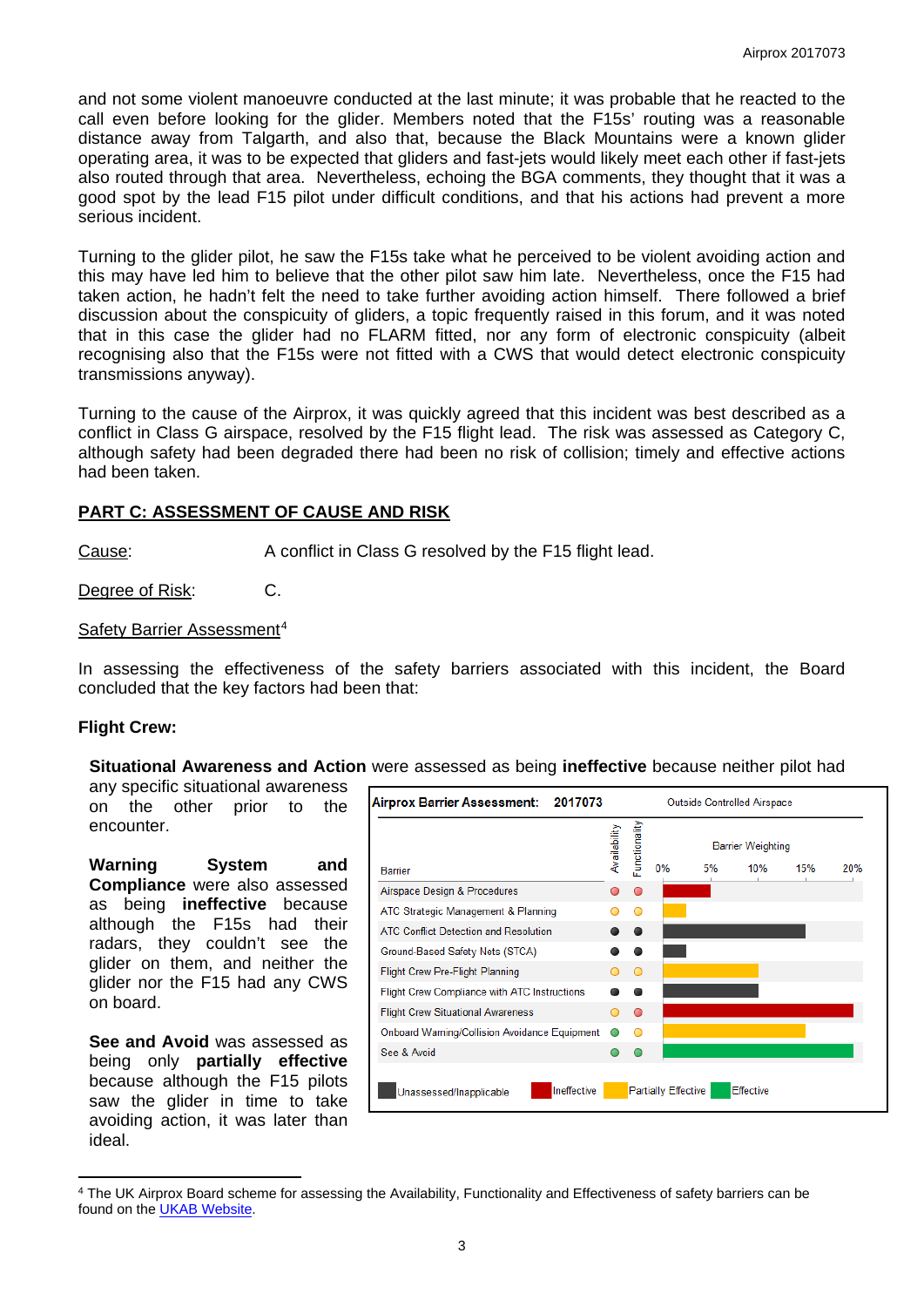and not some violent manoeuvre conducted at the last minute; it was probable that he reacted to the call even before looking for the glider. Members noted that the F15s' routing was a reasonable distance away from Talgarth, and also that, because the Black Mountains were a known glider operating area, it was to be expected that gliders and fast-jets would likely meet each other if fast-jets also routed through that area. Nevertheless, echoing the BGA comments, they thought that it was a good spot by the lead F15 pilot under difficult conditions, and that his actions had prevent a more serious incident.

Turning to the glider pilot, he saw the F15s take what he perceived to be violent avoiding action and this may have led him to believe that the other pilot saw him late. Nevertheless, once the F15 had taken action, he hadn't felt the need to take further avoiding action himself. There followed a brief discussion about the conspicuity of gliders, a topic frequently raised in this forum, and it was noted that in this case the glider had no FLARM fitted, nor any form of electronic conspicuity (albeit recognising also that the F15s were not fitted with a CWS that would detect electronic conspicuity transmissions anyway).

Turning to the cause of the Airprox, it was quickly agreed that this incident was best described as a conflict in Class G airspace, resolved by the F15 flight lead. The risk was assessed as Category C, although safety had been degraded there had been no risk of collision; timely and effective actions had been taken.

## PART C: ASSESSMENT OF CAUSE AND RISK

Cause: A conflict in Class G resolved by the F15 flight lead.

Degree of Risk: C.

Safety Barrier Assessment[4]

In assessing the effectiveness of the safety barriers associated with this incident, the Board concluded that the key factors had been that:

**Flight Crew:**

**Situational Awareness and Action** were assessed as being **ineffective** because neither pilot had any specific situational awareness on the other prior to the encounter.

**Warning System and Compliance** were also assessed as being **ineffective** because although the F15s had their radars, they couldn't see the glider on them, and neither the glider nor the F15 had any CWS on board.

**See and Avoid** was assessed as being only **partially effective** because although the F15 pilots saw the glider in time to take avoiding action, it was later than ideal.

Airprox Barrier Assessment: 2017073
Outside Controlled Airspace
Barrier
Availability
Functionality
Barrier Weighting
0% 5% 10% 15% 20%
Airspace Design & Procedures
ATC Strategic Management & Planning
ATC Conflict Detection and Resolution
Ground-Based Safety Nets (STCA)
Flight Crew Pre-Flight Planning
Flight Crew Compliance with ATC Instructions
Flight Crew Situational Awareness
Onboard Warning/Collision Avoidance Equipment
See & Avoid
Unassessed/Inapplicable
Ineffective
Partially Effective
Effective

[4] The UK Airprox Board scheme for assessing the Availability, Functionality and Effectiveness of safety barriers can be found on the UKAB Website.